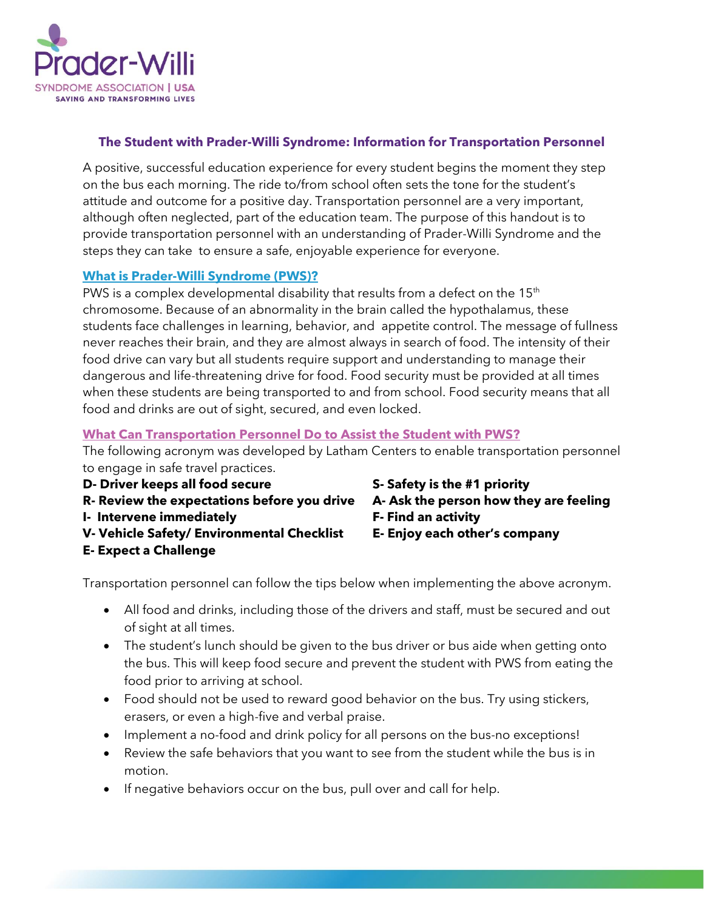Prader-Willi SYNDROME ASSOCIATION | USA
SAVING AND TRANSFORMING LIVES

## The Student with Prader-Willi Syndrome: Information for Transportation Personnel

A positive, successful education experience for every student begins the moment they step on the bus each morning. The ride to/from school often sets the tone for the student's attitude and outcome for a positive day. Transportation personnel are a very important, although often neglected, part of the education team. The purpose of this handout is to provide transportation personnel with an understanding of Prader-Willi Syndrome and the steps they can take to ensure a safe, enjoyable experience for everyone.

### What is Prader-Willi Syndrome (PWS)?

PWS is a complex developmental disability that results from a defect on the 15th chromosome. Because of an abnormality in the brain called the hypothalamus, these students face challenges in learning, behavior, and appetite control. The message of fullness never reaches their brain, and they are almost always in search of food. The intensity of their food drive can vary but all students require support and understanding to manage their dangerous and life-threatening drive for food. Food security must be provided at all times when these students are being transported to and from school. Food security means that all food and drinks are out of sight, secured, and even locked.

### What Can Transportation Personnel Do to Assist the Student with PWS?

The following acronym was developed by Latham Centers to enable transportation personnel to engage in safe travel practices.

**D- Driver keeps all food secure**
**R- Review the expectations before you drive**
**I- Intervene immediately**
**V- Vehicle Safety/ Environmental Checklist**
**E- Expect a Challenge**
**S- Safety is the #1 priority**
**A- Ask the person how they are feeling**
**F- Find an activity**
**E- Enjoy each other's company**

Transportation personnel can follow the tips below when implementing the above acronym.

- All food and drinks, including those of the drivers and staff, must be secured and out of sight at all times.
- The student's lunch should be given to the bus driver or bus aide when getting onto the bus. This will keep food secure and prevent the student with PWS from eating the food prior to arriving at school.
- Food should not be used to reward good behavior on the bus. Try using stickers, erasers, or even a high-five and verbal praise.
- Implement a no-food and drink policy for all persons on the bus-no exceptions!
- Review the safe behaviors that you want to see from the student while the bus is in motion.
- If negative behaviors occur on the bus, pull over and call for help.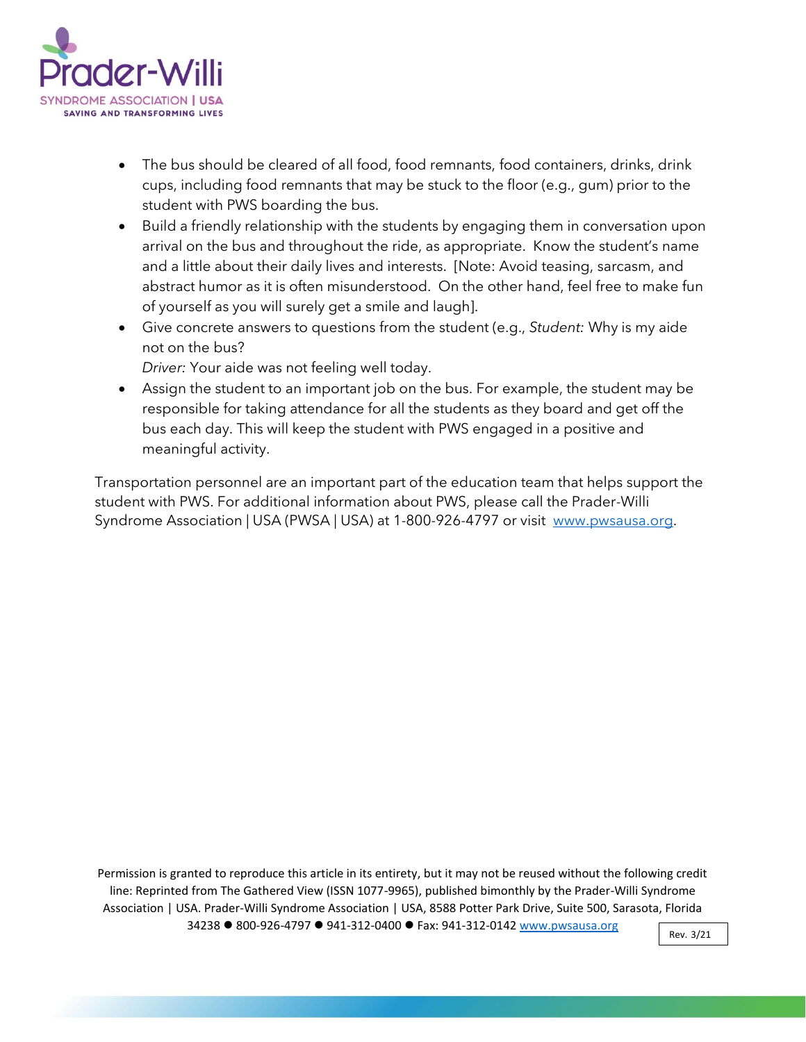- The bus should be cleared of all food, food remnants, food containers, drinks, drink cups, including food remnants that may be stuck to the floor (e.g., gum) prior to the student with PWS boarding the bus.
- Build a friendly relationship with the students by engaging them in conversation upon arrival on the bus and throughout the ride, as appropriate. Know the student's name and a little about their daily lives and interests. [Note: Avoid teasing, sarcasm, and abstract humor as it is often misunderstood. On the other hand, feel free to make fun of yourself as you will surely get a smile and laugh].
- Give concrete answers to questions from the student (e.g., *Student:* Why is my aide not on the bus?
  *Driver:* Your aide was not feeling well today.
- Assign the student to an important job on the bus. For example, the student may be responsible for taking attendance for all the students as they board and get off the bus each day. This will keep the student with PWS engaged in a positive and meaningful activity.

Transportation personnel are an important part of the education team that helps support the student with PWS. For additional information about PWS, please call the Prader-Willi Syndrome Association | USA (PWSA | USA) at 1-800-926-4797 or visit [www.pwsausa.org](http://www.pwsausa.org).

Permission is granted to reproduce this article in its entirety, but it may not be reused without the following credit line: Reprinted from The Gathered View (ISSN 1077-9965), published bimonthly by the Prader-Willi Syndrome Association | USA. Prader-Willi Syndrome Association | USA, 8588 Potter Park Drive, Suite 500, Sarasota, Florida 34238 ● 800-926-4797 ● 941-312-0400 ● Fax: 941-312-0142 [www.pwsausa.org](http://www.pwsausa.org)

Rev. 3/21